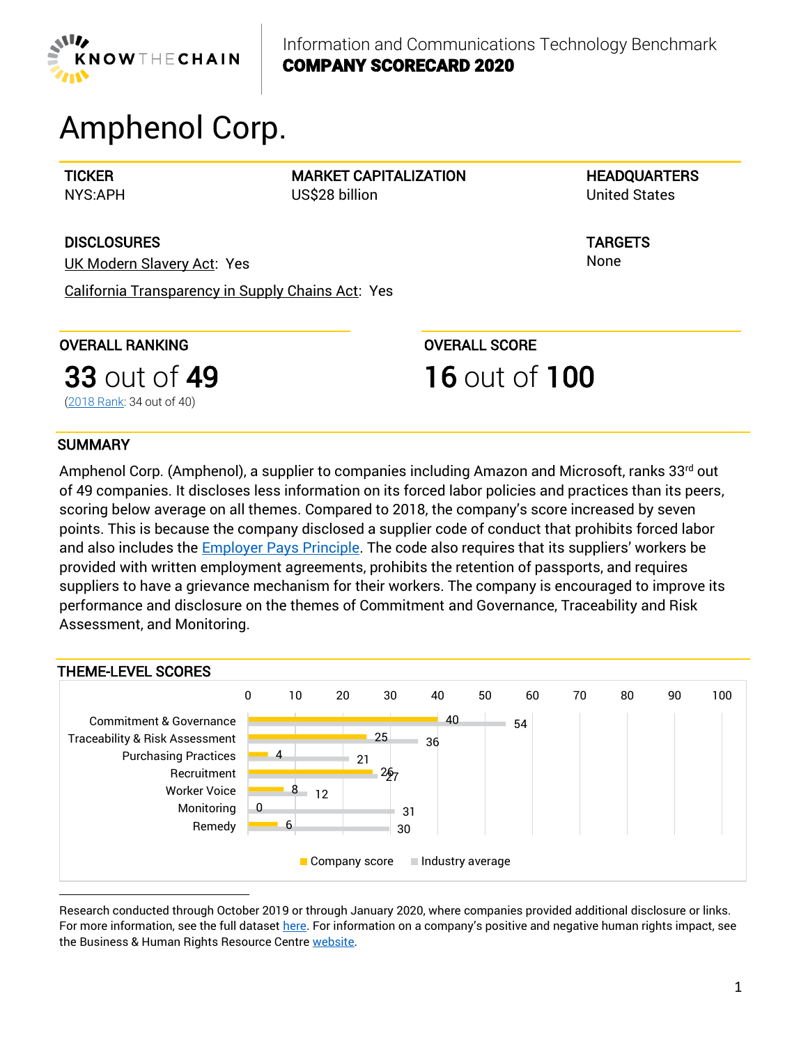KNOWTHECHAIN

Information and Communications Technology Benchmark
**COMPANY SCORECARD 2020**

# Amphenol Corp.

| TICKER | MARKET CAPITALIZATION | HEADQUARTERS |
|---|---|---|
| NYS:APH | US$28 billion | United States |

**DISCLOSURES**

UK Modern Slavery Act: Yes

California Transparency in Supply Chains Act: Yes

**TARGETS**

None

## OVERALL RANKING

**33** out of **49**

(2018 Rank: 34 out of 40)

## OVERALL SCORE

**16** out of **100**

## SUMMARY

Amphenol Corp. (Amphenol), a supplier to companies including Amazon and Microsoft, ranks 33rd out of 49 companies. It discloses less information on its forced labor policies and practices than its peers, scoring below average on all themes. Compared to 2018, the company's score increased by seven points. This is because the company disclosed a supplier code of conduct that prohibits forced labor and also includes the Employer Pays Principle. The code also requires that its suppliers' workers be provided with written employment agreements, prohibits the retention of passports, and requires suppliers to have a grievance mechanism for their workers. The company is encouraged to improve its performance and disclosure on the themes of Commitment and Governance, Traceability and Risk Assessment, and Monitoring.

## THEME-LEVEL SCORES

| Theme | Company score | Industry average |
|---|---|---|
| Commitment & Governance | 40 | 54 |
| Traceability & Risk Assessment | 25 | 36 |
| Purchasing Practices | 4 | 21 |
| Recruitment | 26 | 27 |
| Worker Voice | 8 | 12 |
| Monitoring | 0 | 31 |
| Remedy | 6 | 30 |

Research conducted through October 2019 or through January 2020, where companies provided additional disclosure or links. For more information, see the full dataset here. For information on a company's positive and negative human rights impact, see the Business & Human Rights Resource Centre website.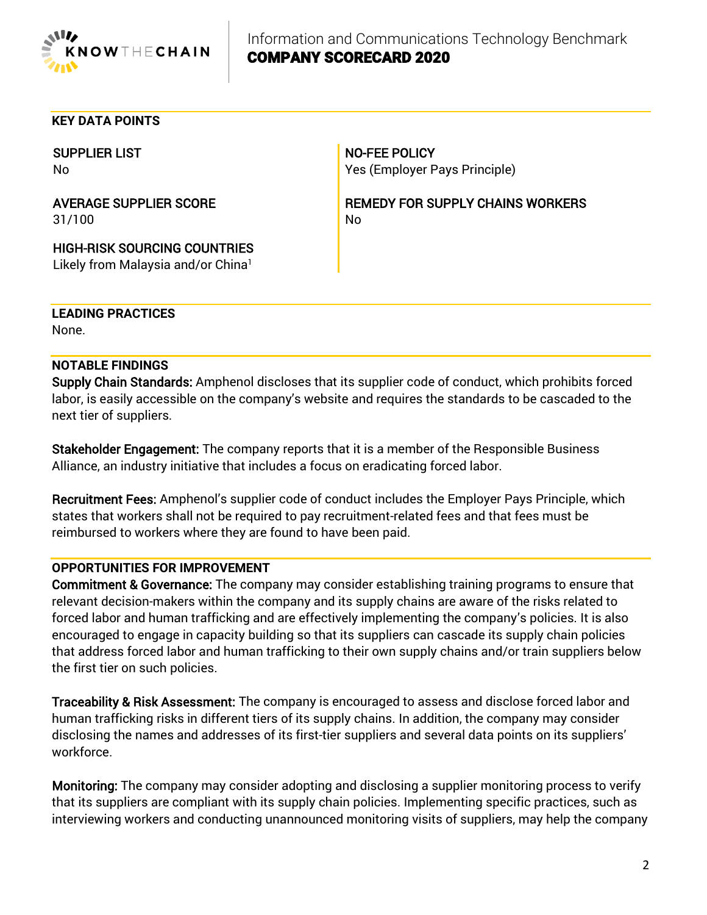## KEY DATA POINTS

**SUPPLIER LIST**
No

**AVERAGE SUPPLIER SCORE**
31/100

**HIGH-RISK SOURCING COUNTRIES**
Likely from Malaysia and/or China[1]

**NO-FEE POLICY**
Yes (Employer Pays Principle)

**REMEDY FOR SUPPLY CHAINS WORKERS**
No

## LEADING PRACTICES

None.

## NOTABLE FINDINGS

**Supply Chain Standards:** Amphenol discloses that its supplier code of conduct, which prohibits forced labor, is easily accessible on the company's website and requires the standards to be cascaded to the next tier of suppliers.

**Stakeholder Engagement:** The company reports that it is a member of the Responsible Business Alliance, an industry initiative that includes a focus on eradicating forced labor.

**Recruitment Fees:** Amphenol's supplier code of conduct includes the Employer Pays Principle, which states that workers shall not be required to pay recruitment-related fees and that fees must be reimbursed to workers where they are found to have been paid.

## OPPORTUNITIES FOR IMPROVEMENT

**Commitment & Governance:** The company may consider establishing training programs to ensure that relevant decision-makers within the company and its supply chains are aware of the risks related to forced labor and human trafficking and are effectively implementing the company's policies. It is also encouraged to engage in capacity building so that its suppliers can cascade its supply chain policies that address forced labor and human trafficking to their own supply chains and/or train suppliers below the first tier on such policies.

**Traceability & Risk Assessment:** The company is encouraged to assess and disclose forced labor and human trafficking risks in different tiers of its supply chains. In addition, the company may consider disclosing the names and addresses of its first-tier suppliers and several data points on its suppliers' workforce.

**Monitoring:** The company may consider adopting and disclosing a supplier monitoring process to verify that its suppliers are compliant with its supply chain policies. Implementing specific practices, such as interviewing workers and conducting unannounced monitoring visits of suppliers, may help the company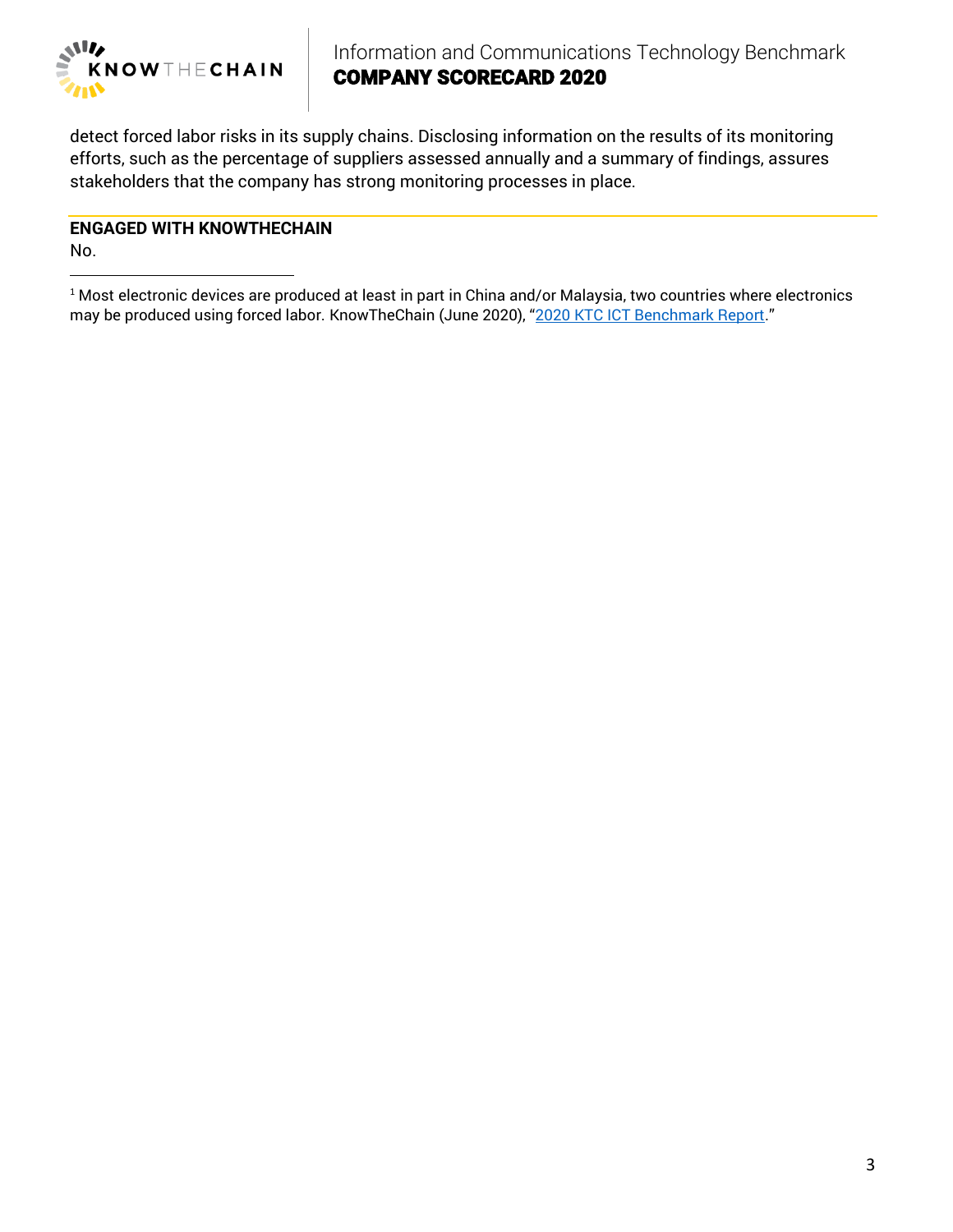detect forced labor risks in its supply chains. Disclosing information on the results of its monitoring efforts, such as the percentage of suppliers assessed annually and a summary of findings, assures stakeholders that the company has strong monitoring processes in place.

**ENGAGED WITH KNOWTHECHAIN**

No.

---

[1] Most electronic devices are produced at least in part in China and/or Malaysia, two countries where electronics may be produced using forced labor. KnowTheChain (June 2020), "2020 KTC ICT Benchmark Report."